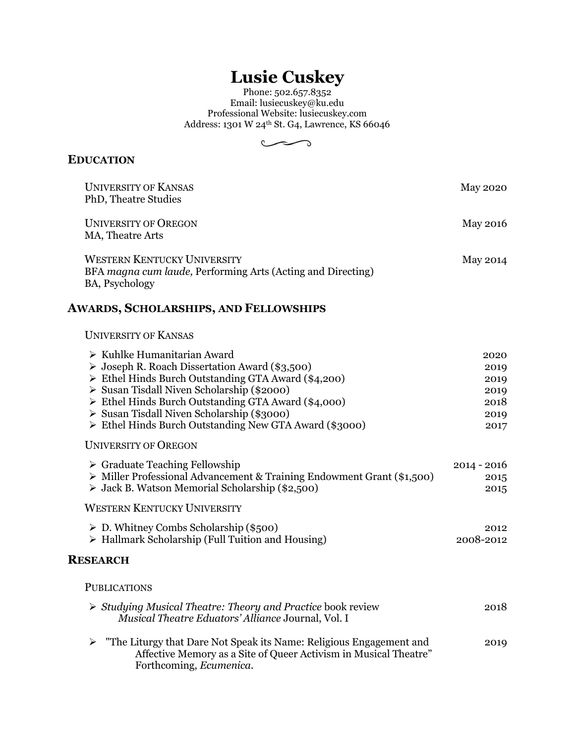# Lusie Cuskey

Phone: 502.657.8352
Email: lusiecuskey@ku.edu
Professional Website: lusiecuskey.com
Address: 1301 W 24th St. G4, Lawrence, KS 66046

## EDUCATION

UNIVERSITY OF KANSAS — May 2020
PhD, Theatre Studies

UNIVERSITY OF OREGON — May 2016
MA, Theatre Arts

WESTERN KENTUCKY UNIVERSITY — May 2014
BFA *magna cum laude,* Performing Arts (Acting and Directing)
BA, Psychology

## AWARDS, SCHOLARSHIPS, AND FELLOWSHIPS

UNIVERSITY OF KANSAS

- Kuhlke Humanitarian Award — 2020
- Joseph R. Roach Dissertation Award ($3,500) — 2019
- Ethel Hinds Burch Outstanding GTA Award ($4,200) — 2019
- Susan Tisdall Niven Scholarship ($2000) — 2019
- Ethel Hinds Burch Outstanding GTA Award ($4,000) — 2018
- Susan Tisdall Niven Scholarship ($3000) — 2019
- Ethel Hinds Burch Outstanding New GTA Award ($3000) — 2017

UNIVERSITY OF OREGON

- Graduate Teaching Fellowship — 2014 - 2016
- Miller Professional Advancement & Training Endowment Grant ($1,500) — 2015
- Jack B. Watson Memorial Scholarship ($2,500) — 2015

WESTERN KENTUCKY UNIVERSITY

- D. Whitney Combs Scholarship ($500) — 2012
- Hallmark Scholarship (Full Tuition and Housing) — 2008-2012

## RESEARCH

PUBLICATIONS

- *Studying Musical Theatre: Theory and Practice* book review — 2018
  *Musical Theatre Eduators' Alliance* Journal, Vol. I
- "The Liturgy that Dare Not Speak its Name: Religious Engagement and Affective Memory as a Site of Queer Activism in Musical Theatre" — 2019
  Forthcoming, *Ecumenica.*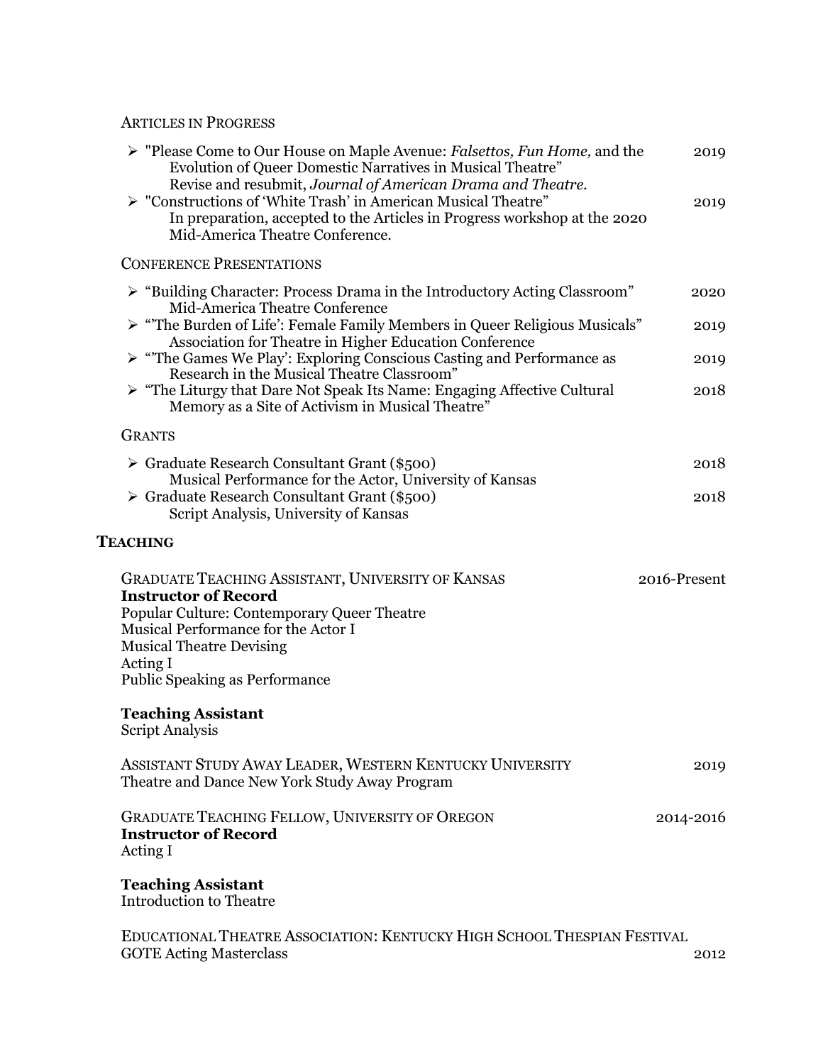### Articles in Progress

- "Please Come to Our House on Maple Avenue: *Falsettos, Fun Home,* and the Evolution of Queer Domestic Narratives in Musical Theatre" — 2019
  Revise and resubmit, *Journal of American Drama and Theatre.*
- "Constructions of 'White Trash' in American Musical Theatre" — 2019
  In preparation, accepted to the Articles in Progress workshop at the 2020 Mid-America Theatre Conference.

### Conference Presentations

- "Building Character: Process Drama in the Introductory Acting Classroom" — 2020
  Mid-America Theatre Conference
- "'The Burden of Life': Female Family Members in Queer Religious Musicals" — 2019
  Association for Theatre in Higher Education Conference
- "'The Games We Play': Exploring Conscious Casting and Performance as Research in the Musical Theatre Classroom" — 2019
- "The Liturgy that Dare Not Speak Its Name: Engaging Affective Cultural Memory as a Site of Activism in Musical Theatre" — 2018

### Grants

- Graduate Research Consultant Grant ($500) — 2018
  Musical Performance for the Actor, University of Kansas
- Graduate Research Consultant Grant ($500) — 2018
  Script Analysis, University of Kansas

## Teaching

Graduate Teaching Assistant, University of Kansas — 2016-Present

**Instructor of Record**
Popular Culture: Contemporary Queer Theatre
Musical Performance for the Actor I
Musical Theatre Devising
Acting I
Public Speaking as Performance

**Teaching Assistant**
Script Analysis

Assistant Study Away Leader, Western Kentucky University — 2019
Theatre and Dance New York Study Away Program

Graduate Teaching Fellow, University of Oregon — 2014-2016

**Instructor of Record**
Acting I

**Teaching Assistant**
Introduction to Theatre

Educational Theatre Association: Kentucky High School Thespian Festival
GOTE Acting Masterclass — 2012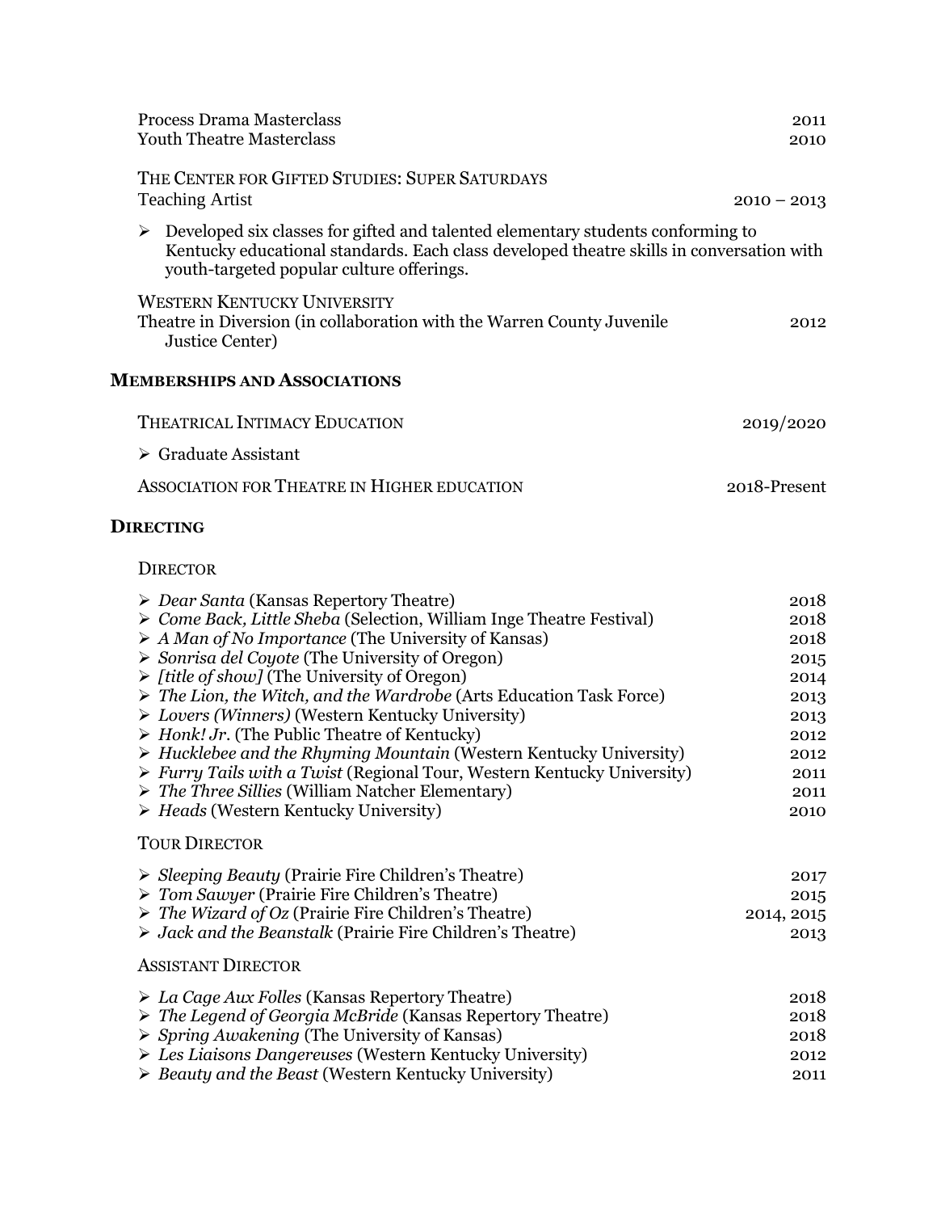Process Drama Masterclass 2011
Youth Theatre Masterclass 2010

THE CENTER FOR GIFTED STUDIES: SUPER SATURDAYS
Teaching Artist 2010 – 2013

- Developed six classes for gifted and talented elementary students conforming to Kentucky educational standards. Each class developed theatre skills in conversation with youth-targeted popular culture offerings.

WESTERN KENTUCKY UNIVERSITY
Theatre in Diversion (in collaboration with the Warren County Juvenile Justice Center) 2012

## MEMBERSHIPS AND ASSOCIATIONS

THEATRICAL INTIMACY EDUCATION 2019/2020

- Graduate Assistant

ASSOCIATION FOR THEATRE IN HIGHER EDUCATION 2018-Present

## DIRECTING

### DIRECTOR

- *Dear Santa* (Kansas Repertory Theatre) 2018
- *Come Back, Little Sheba* (Selection, William Inge Theatre Festival) 2018
- *A Man of No Importance* (The University of Kansas) 2018
- *Sonrisa del Coyote* (The University of Oregon) 2015
- *[title of show]* (The University of Oregon) 2014
- *The Lion, the Witch, and the Wardrobe* (Arts Education Task Force) 2013
- *Lovers (Winners)* (Western Kentucky University) 2013
- *Honk! Jr.* (The Public Theatre of Kentucky) 2012
- *Hucklebee and the Rhyming Mountain* (Western Kentucky University) 2012
- *Furry Tails with a Twist* (Regional Tour, Western Kentucky University) 2011
- *The Three Sillies* (William Natcher Elementary) 2011
- *Heads* (Western Kentucky University) 2010

### TOUR DIRECTOR

- *Sleeping Beauty* (Prairie Fire Children's Theatre) 2017
- *Tom Sawyer* (Prairie Fire Children's Theatre) 2015
- *The Wizard of Oz* (Prairie Fire Children's Theatre) 2014, 2015
- *Jack and the Beanstalk* (Prairie Fire Children's Theatre) 2013

### ASSISTANT DIRECTOR

- *La Cage Aux Folles* (Kansas Repertory Theatre) 2018
- *The Legend of Georgia McBride* (Kansas Repertory Theatre) 2018
- *Spring Awakening* (The University of Kansas) 2018
- *Les Liaisons Dangereuses* (Western Kentucky University) 2012
- *Beauty and the Beast* (Western Kentucky University) 2011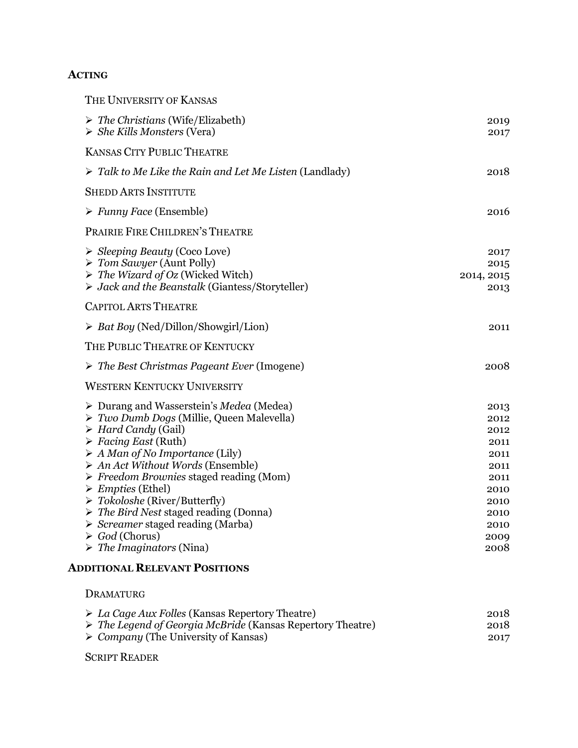## Acting

### The University of Kansas

- *The Christians* (Wife/Elizabeth) 2019
- *She Kills Monsters* (Vera) 2017

### Kansas City Public Theatre

- *Talk to Me Like the Rain and Let Me Listen* (Landlady) 2018

### Shedd Arts Institute

- *Funny Face* (Ensemble) 2016

### Prairie Fire Children's Theatre

- *Sleeping Beauty* (Coco Love) 2017
- *Tom Sawyer* (Aunt Polly) 2015
- *The Wizard of Oz* (Wicked Witch) 2014, 2015
- *Jack and the Beanstalk* (Giantess/Storyteller) 2013

### Capitol Arts Theatre

- *Bat Boy* (Ned/Dillon/Showgirl/Lion) 2011

### The Public Theatre of Kentucky

- *The Best Christmas Pageant Ever* (Imogene) 2008

### Western Kentucky University

- Durang and Wasserstein's *Medea* (Medea) 2013
- *Two Dumb Dogs* (Millie, Queen Malevella) 2012
- *Hard Candy* (Gail) 2012
- *Facing East* (Ruth) 2011
- *A Man of No Importance* (Lily) 2011
- *An Act Without Words* (Ensemble) 2011
- *Freedom Brownies* staged reading (Mom) 2011
- *Empties* (Ethel) 2010
- *Tokoloshe* (River/Butterfly) 2010
- *The Bird Nest* staged reading (Donna) 2010
- *Screamer* staged reading (Marba) 2010
- *God* (Chorus) 2009
- *The Imaginators* (Nina) 2008

## Additional Relevant Positions

### Dramaturg

- *La Cage Aux Folles* (Kansas Repertory Theatre) 2018
- *The Legend of Georgia McBride* (Kansas Repertory Theatre) 2018
- *Company* (The University of Kansas) 2017

### Script Reader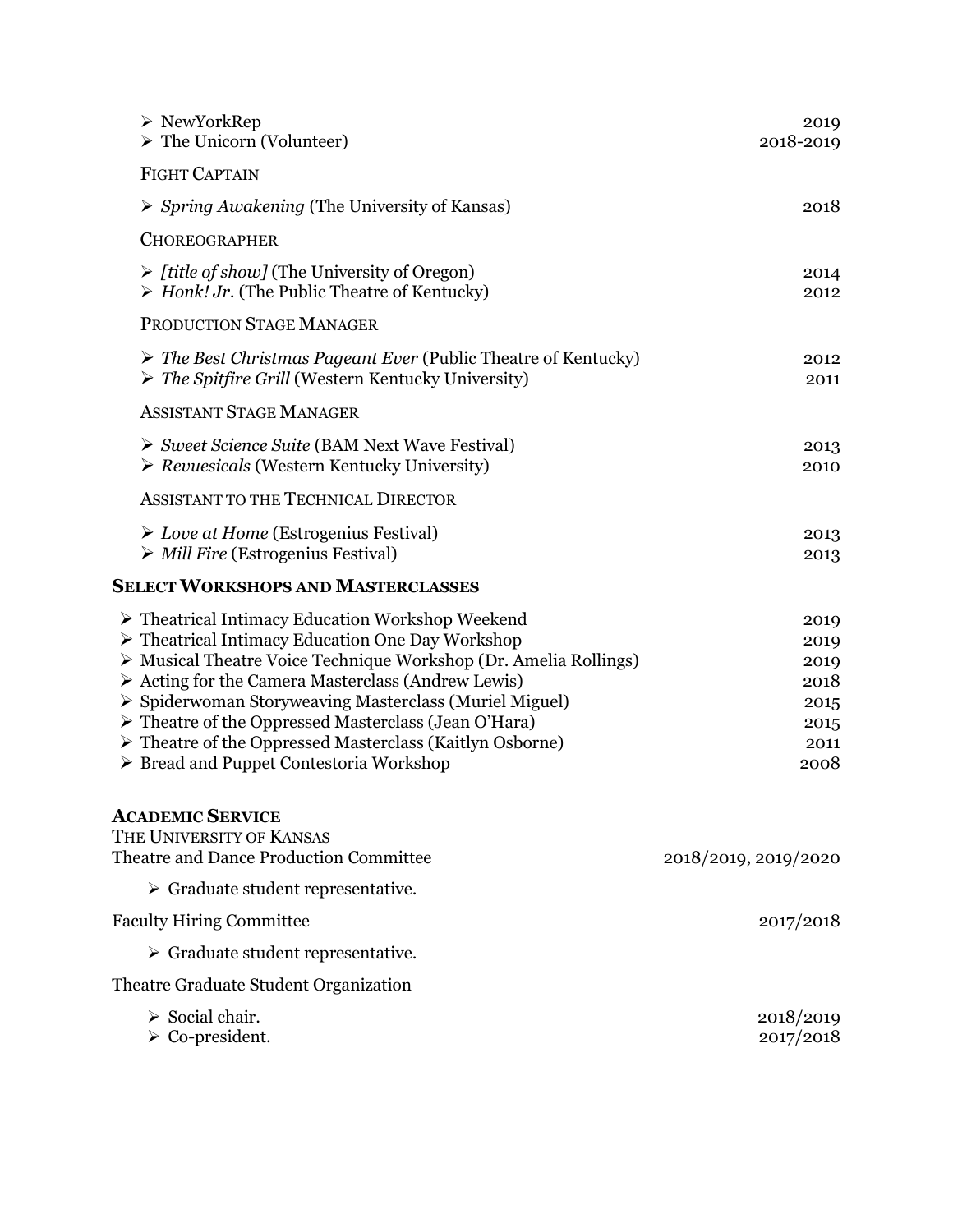- NewYorkRep 2019
- The Unicorn (Volunteer) 2018-2019

FIGHT CAPTAIN

- *Spring Awakening* (The University of Kansas) 2018

CHOREOGRAPHER

- *[title of show]* (The University of Oregon) 2014
- *Honk! Jr.* (The Public Theatre of Kentucky) 2012

PRODUCTION STAGE MANAGER

- *The Best Christmas Pageant Ever* (Public Theatre of Kentucky) 2012
- *The Spitfire Grill* (Western Kentucky University) 2011

ASSISTANT STAGE MANAGER

- *Sweet Science Suite* (BAM Next Wave Festival) 2013
- *Revuesicals* (Western Kentucky University) 2010

ASSISTANT TO THE TECHNICAL DIRECTOR

- *Love at Home* (Estrogenius Festival) 2013
- *Mill Fire* (Estrogenius Festival) 2013

## SELECT WORKSHOPS AND MASTERCLASSES

- Theatrical Intimacy Education Workshop Weekend 2019
- Theatrical Intimacy Education One Day Workshop 2019
- Musical Theatre Voice Technique Workshop (Dr. Amelia Rollings) 2019
- Acting for the Camera Masterclass (Andrew Lewis) 2018
- Spiderwoman Storyweaving Masterclass (Muriel Miguel) 2015
- Theatre of the Oppressed Masterclass (Jean O'Hara) 2015
- Theatre of the Oppressed Masterclass (Kaitlyn Osborne) 2011
- Bread and Puppet Contestoria Workshop 2008

## ACADEMIC SERVICE

THE UNIVERSITY OF KANSAS

Theatre and Dance Production Committee 2018/2019, 2019/2020

- Graduate student representative.

Faculty Hiring Committee 2017/2018

- Graduate student representative.

Theatre Graduate Student Organization

- Social chair. 2018/2019
- Co-president. 2017/2018